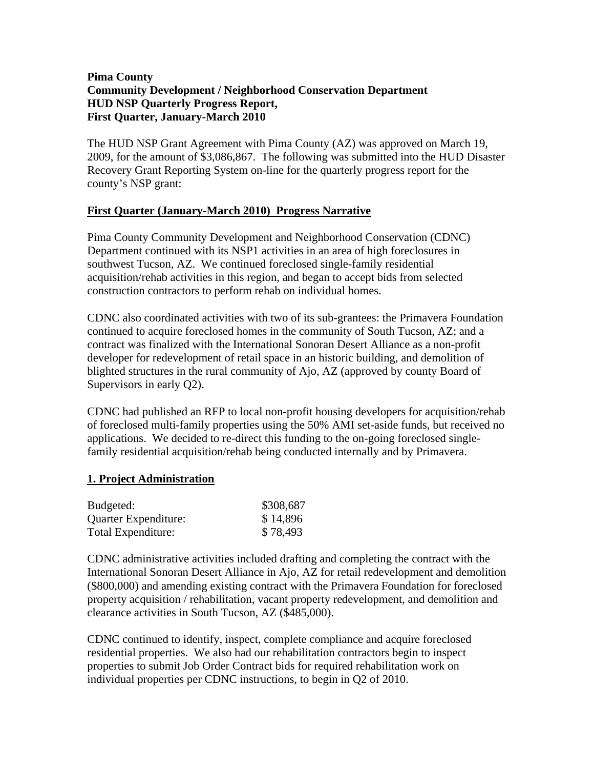**Pima County**
**Community Development / Neighborhood Conservation Department**
**HUD NSP Quarterly Progress Report,**
**First Quarter, January-March 2010**

The HUD NSP Grant Agreement with Pima County (AZ) was approved on March 19, 2009, for the amount of $3,086,867. The following was submitted into the HUD Disaster Recovery Grant Reporting System on-line for the quarterly progress report for the county's NSP grant:

## First Quarter (January-March 2010) Progress Narrative

Pima County Community Development and Neighborhood Conservation (CDNC) Department continued with its NSP1 activities in an area of high foreclosures in southwest Tucson, AZ. We continued foreclosed single-family residential acquisition/rehab activities in this region, and began to accept bids from selected construction contractors to perform rehab on individual homes.

CDNC also coordinated activities with two of its sub-grantees: the Primavera Foundation continued to acquire foreclosed homes in the community of South Tucson, AZ; and a contract was finalized with the International Sonoran Desert Alliance as a non-profit developer for redevelopment of retail space in an historic building, and demolition of blighted structures in the rural community of Ajo, AZ (approved by county Board of Supervisors in early Q2).

CDNC had published an RFP to local non-profit housing developers for acquisition/rehab of foreclosed multi-family properties using the 50% AMI set-aside funds, but received no applications. We decided to re-direct this funding to the on-going foreclosed single-family residential acquisition/rehab being conducted internally and by Primavera.

## 1. Project Administration

| | |
|---|---|
| Budgeted: | $308,687 |
| Quarter Expenditure: | $ 14,896 |
| Total Expenditure: | $ 78,493 |

CDNC administrative activities included drafting and completing the contract with the International Sonoran Desert Alliance in Ajo, AZ for retail redevelopment and demolition ($800,000) and amending existing contract with the Primavera Foundation for foreclosed property acquisition / rehabilitation, vacant property redevelopment, and demolition and clearance activities in South Tucson, AZ ($485,000).

CDNC continued to identify, inspect, complete compliance and acquire foreclosed residential properties. We also had our rehabilitation contractors begin to inspect properties to submit Job Order Contract bids for required rehabilitation work on individual properties per CDNC instructions, to begin in Q2 of 2010.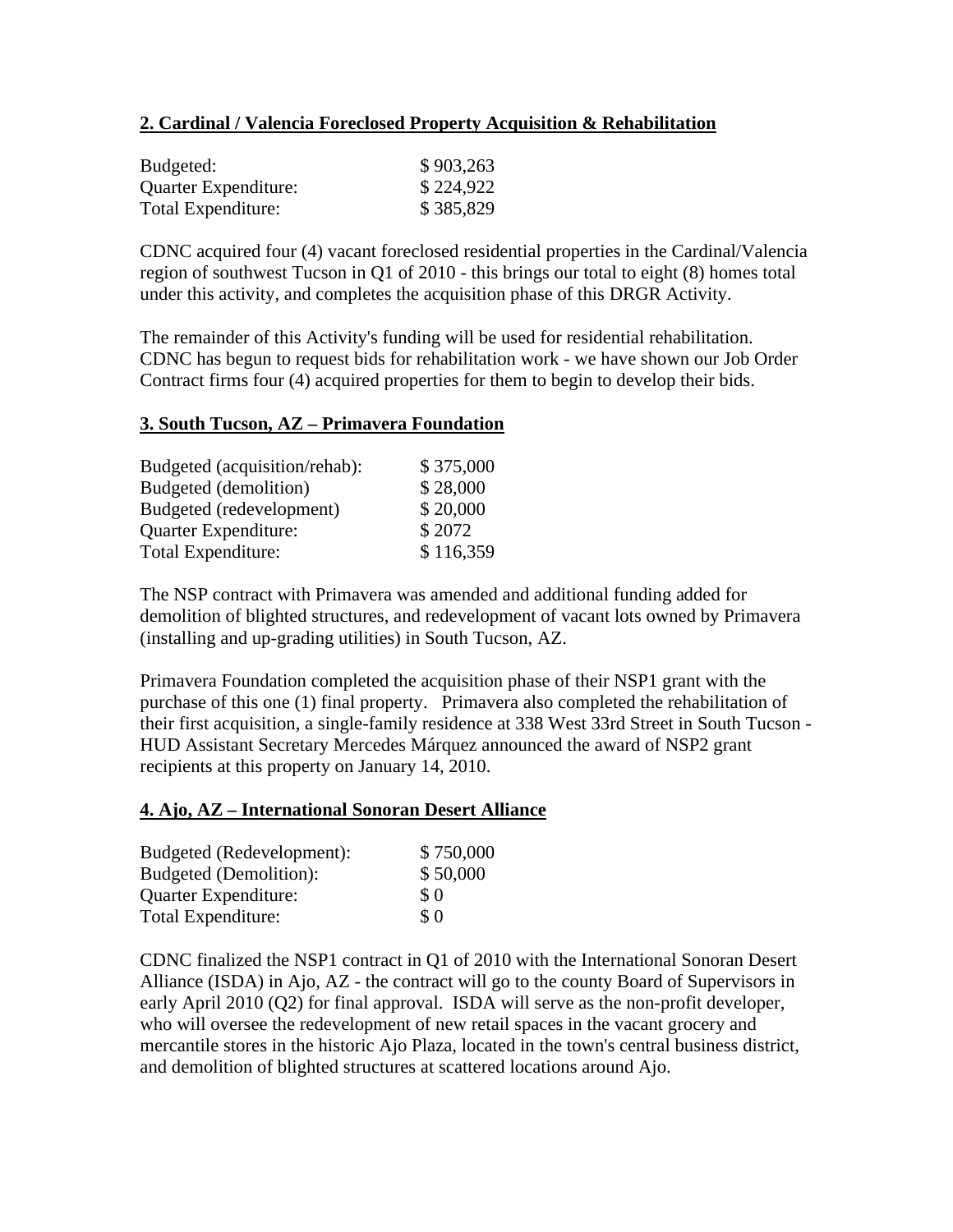**2. Cardinal / Valencia Foreclosed Property Acquisition & Rehabilitation**

| | |
|---|---|
| Budgeted: | $ 903,263 |
| Quarter Expenditure: | $ 224,922 |
| Total Expenditure: | $ 385,829 |

CDNC acquired four (4) vacant foreclosed residential properties in the Cardinal/Valencia region of southwest Tucson in Q1 of 2010 - this brings our total to eight (8) homes total under this activity, and completes the acquisition phase of this DRGR Activity.

The remainder of this Activity's funding will be used for residential rehabilitation. CDNC has begun to request bids for rehabilitation work - we have shown our Job Order Contract firms four (4) acquired properties for them to begin to develop their bids.

**3. South Tucson, AZ – Primavera Foundation**

| | |
|---|---|
| Budgeted (acquisition/rehab): | $ 375,000 |
| Budgeted (demolition) | $ 28,000 |
| Budgeted (redevelopment) | $ 20,000 |
| Quarter Expenditure: | $ 2072 |
| Total Expenditure: | $ 116,359 |

The NSP contract with Primavera was amended and additional funding added for demolition of blighted structures, and redevelopment of vacant lots owned by Primavera (installing and up-grading utilities) in South Tucson, AZ.

Primavera Foundation completed the acquisition phase of their NSP1 grant with the purchase of this one (1) final property. Primavera also completed the rehabilitation of their first acquisition, a single-family residence at 338 West 33rd Street in South Tucson - HUD Assistant Secretary Mercedes Márquez announced the award of NSP2 grant recipients at this property on January 14, 2010.

**4. Ajo, AZ – International Sonoran Desert Alliance**

| | |
|---|---|
| Budgeted (Redevelopment): | $ 750,000 |
| Budgeted (Demolition): | $ 50,000 |
| Quarter Expenditure: | $ 0 |
| Total Expenditure: | $ 0 |

CDNC finalized the NSP1 contract in Q1 of 2010 with the International Sonoran Desert Alliance (ISDA) in Ajo, AZ - the contract will go to the county Board of Supervisors in early April 2010 (Q2) for final approval. ISDA will serve as the non-profit developer, who will oversee the redevelopment of new retail spaces in the vacant grocery and mercantile stores in the historic Ajo Plaza, located in the town's central business district, and demolition of blighted structures at scattered locations around Ajo.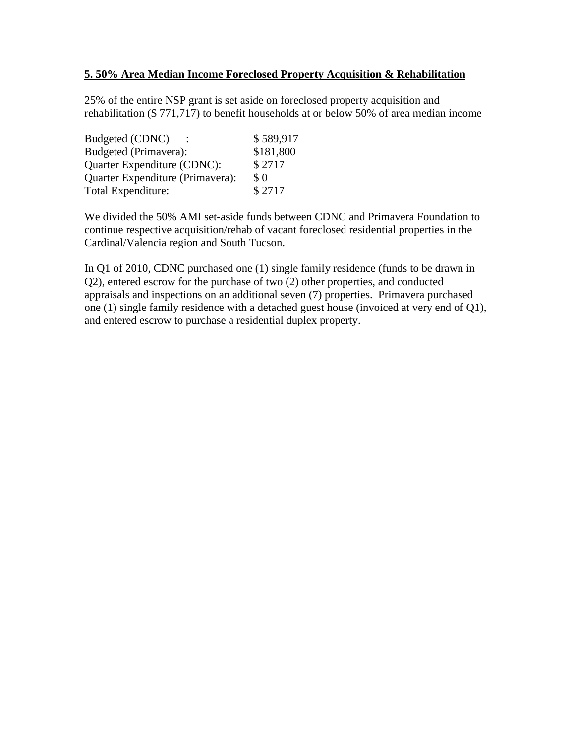**5. 50% Area Median Income Foreclosed Property Acquisition & Rehabilitation**

25% of the entire NSP grant is set aside on foreclosed property acquisition and rehabilitation ($ 771,717) to benefit households at or below 50% of area median income

| | |
|---|---|
| Budgeted (CDNC) : | $ 589,917 |
| Budgeted (Primavera): | $181,800 |
| Quarter Expenditure (CDNC): | $ 2717 |
| Quarter Expenditure (Primavera): | $ 0 |
| Total Expenditure: | $ 2717 |

We divided the 50% AMI set-aside funds between CDNC and Primavera Foundation to continue respective acquisition/rehab of vacant foreclosed residential properties in the Cardinal/Valencia region and South Tucson.

In Q1 of 2010, CDNC purchased one (1) single family residence (funds to be drawn in Q2), entered escrow for the purchase of two (2) other properties, and conducted appraisals and inspections on an additional seven (7) properties. Primavera purchased one (1) single family residence with a detached guest house (invoiced at very end of Q1), and entered escrow to purchase a residential duplex property.